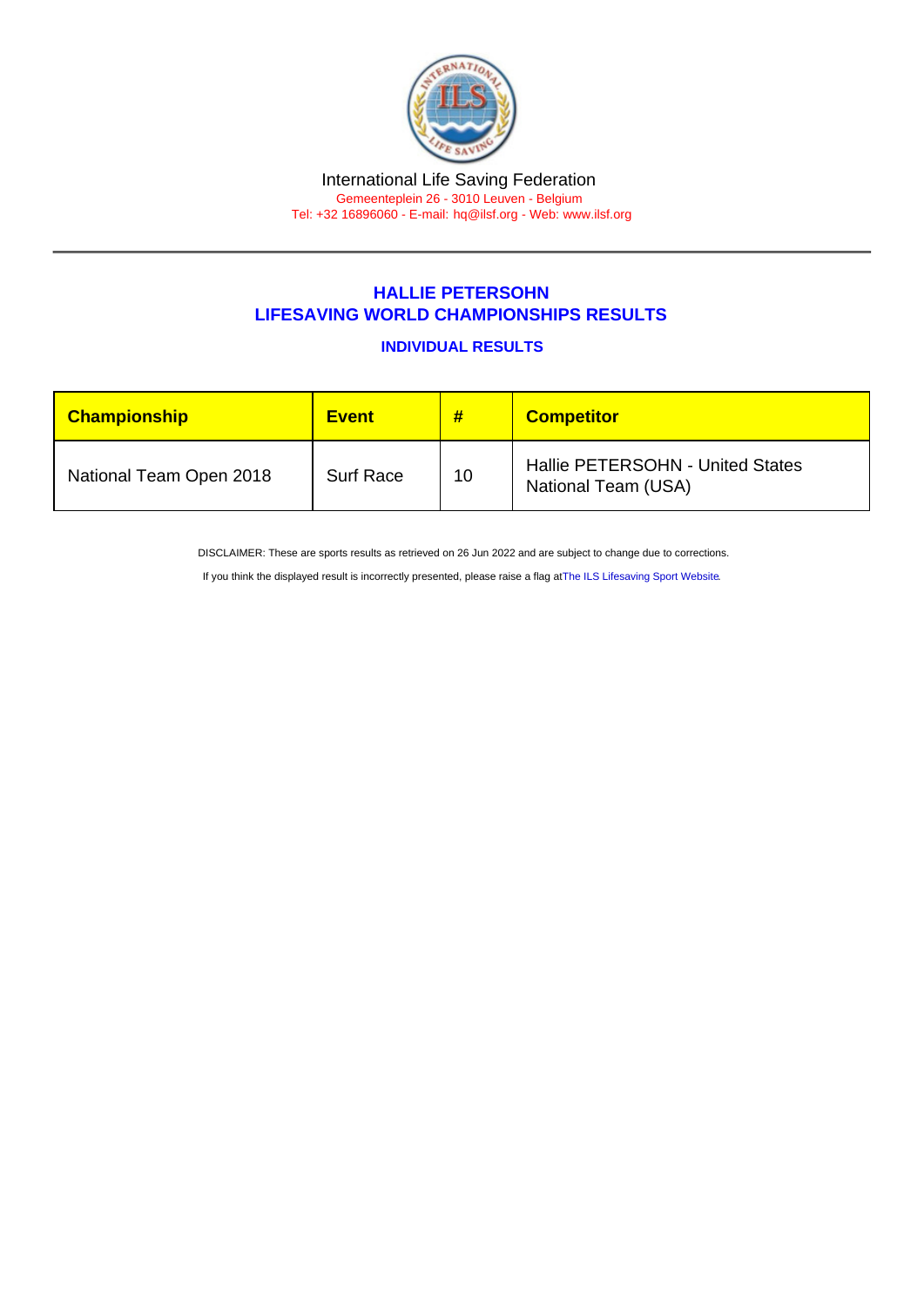International Life Saving Federation

Gemeenteplein 26 - 3010 Leuven - Belgium

Tel: +32 16896060 - E-mail: hq@ilsf.org - Web: www.ilsf.org

## HALLIE PETERSOHN
## LIFESAVING WORLD CHAMPIONSHIPS RESULTS

### INDIVIDUAL RESULTS

| Championship | Event | # | Competitor |
|---|---|---|---|
| National Team Open 2018 | Surf Race | 10 | Hallie PETERSOHN - United States National Team (USA) |

DISCLAIMER: These are sports results as retrieved on 26 Jun 2022 and are subject to change due to corrections.

If you think the displayed result is incorrectly presented, please raise a flag at The ILS Lifesaving Sport Website.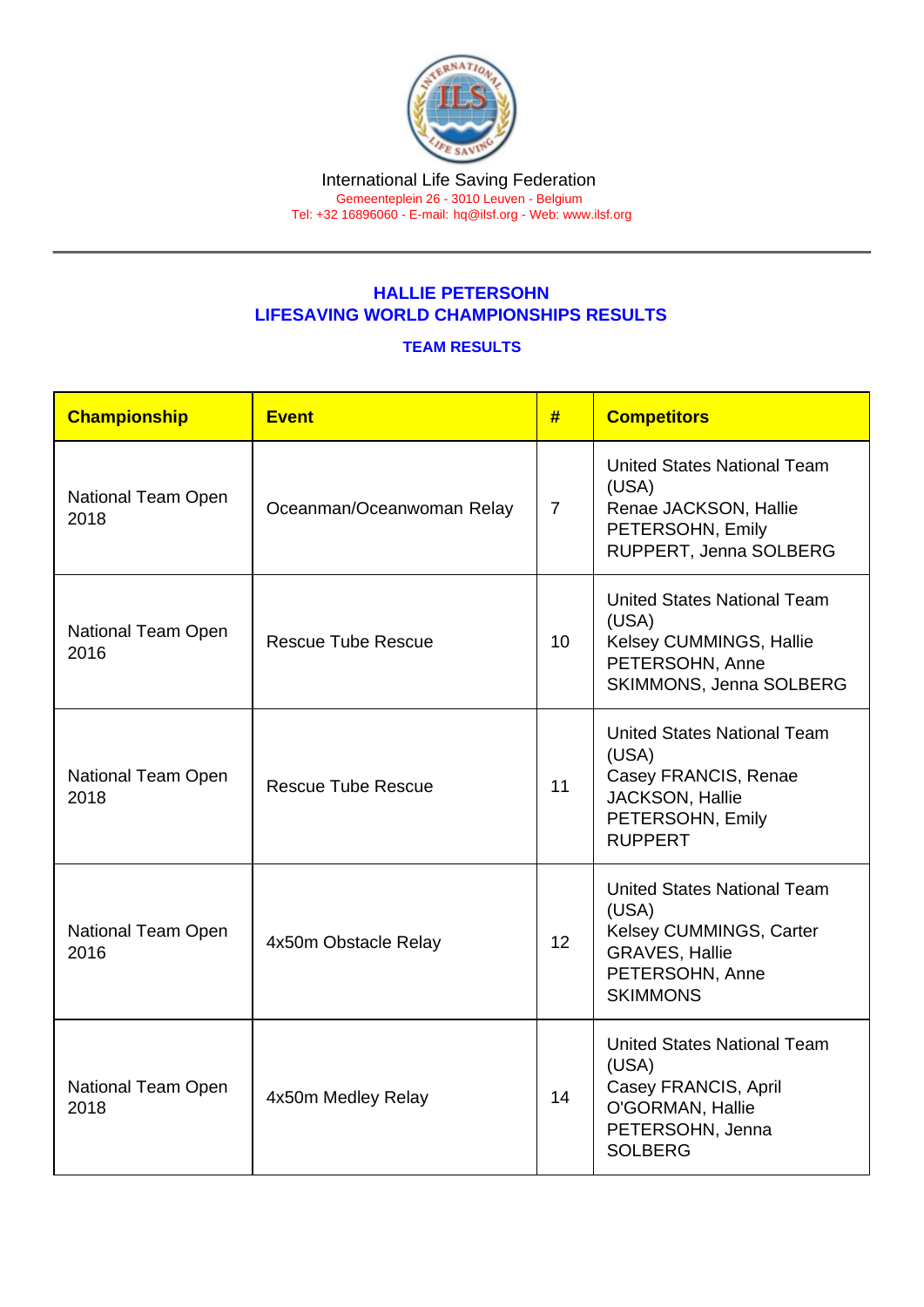International Life Saving Federation
Gemeenteplein 26 - 3010 Leuven - Belgium
Tel: +32 16896060 - E-mail: hq@ilsf.org - Web: www.ilsf.org

## HALLIE PETERSOHN
## LIFESAVING WORLD CHAMPIONSHIPS RESULTS

### TEAM RESULTS

| Championship | Event | # | Competitors |
|---|---|---|---|
| National Team Open 2018 | Oceanman/Oceanwoman Relay | 7 | United States National Team (USA) Renae JACKSON, Hallie PETERSOHN, Emily RUPPERT, Jenna SOLBERG |
| National Team Open 2016 | Rescue Tube Rescue | 10 | United States National Team (USA) Kelsey CUMMINGS, Hallie PETERSOHN, Anne SKIMMONS, Jenna SOLBERG |
| National Team Open 2018 | Rescue Tube Rescue | 11 | United States National Team (USA) Casey FRANCIS, Renae JACKSON, Hallie PETERSOHN, Emily RUPPERT |
| National Team Open 2016 | 4x50m Obstacle Relay | 12 | United States National Team (USA) Kelsey CUMMINGS, Carter GRAVES, Hallie PETERSOHN, Anne SKIMMONS |
| National Team Open 2018 | 4x50m Medley Relay | 14 | United States National Team (USA) Casey FRANCIS, April O'GORMAN, Hallie PETERSOHN, Jenna SOLBERG |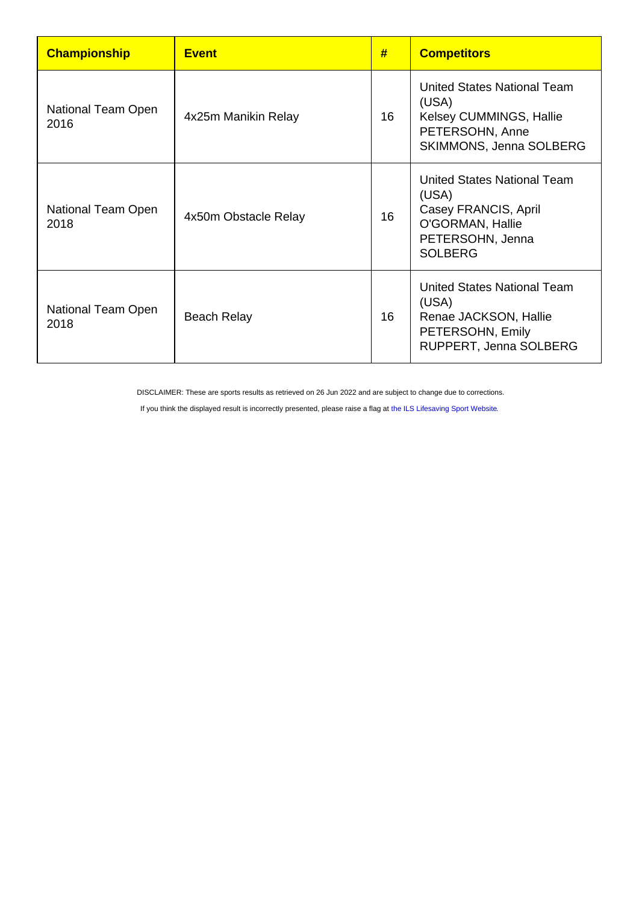| Championship | Event | # | Competitors |
|---|---|---|---|
| National Team Open 2016 | 4x25m Manikin Relay | 16 | United States National Team (USA) Kelsey CUMMINGS, Hallie PETERSOHN, Anne SKIMMONS, Jenna SOLBERG |
| National Team Open 2018 | 4x50m Obstacle Relay | 16 | United States National Team (USA) Casey FRANCIS, April O'GORMAN, Hallie PETERSOHN, Jenna SOLBERG |
| National Team Open 2018 | Beach Relay | 16 | United States National Team (USA) Renae JACKSON, Hallie PETERSOHN, Emily RUPPERT, Jenna SOLBERG |

DISCLAIMER: These are sports results as retrieved on 26 Jun 2022 and are subject to change due to corrections.

If you think the displayed result is incorrectly presented, please raise a flag at the ILS Lifesaving Sport Website.